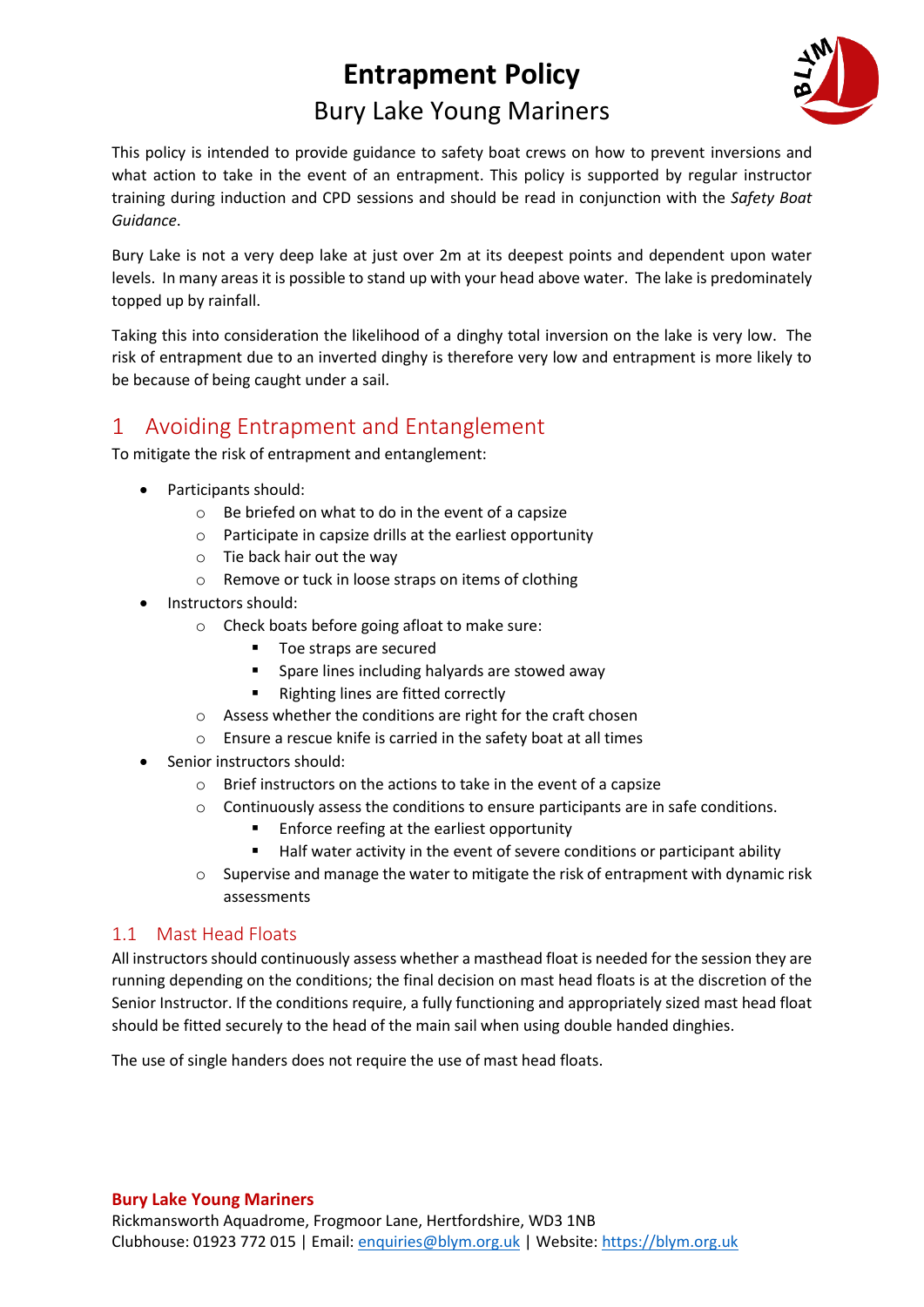# Entrapment Policy

Bury Lake Young Mariners

This policy is intended to provide guidance to safety boat crews on how to prevent inversions and what action to take in the event of an entrapment. This policy is supported by regular instructor training during induction and CPD sessions and should be read in conjunction with the *Safety Boat Guidance*.

Bury Lake is not a very deep lake at just over 2m at its deepest points and dependent upon water levels. In many areas it is possible to stand up with your head above water. The lake is predominately topped up by rainfall.

Taking this into consideration the likelihood of a dinghy total inversion on the lake is very low. The risk of entrapment due to an inverted dinghy is therefore very low and entrapment is more likely to be because of being caught under a sail.

## 1 Avoiding Entrapment and Entanglement

To mitigate the risk of entrapment and entanglement:

- Participants should:
  - Be briefed on what to do in the event of a capsize
  - Participate in capsize drills at the earliest opportunity
  - Tie back hair out the way
  - Remove or tuck in loose straps on items of clothing
- Instructors should:
  - Check boats before going afloat to make sure:
    - Toe straps are secured
    - Spare lines including halyards are stowed away
    - Righting lines are fitted correctly
  - Assess whether the conditions are right for the craft chosen
  - Ensure a rescue knife is carried in the safety boat at all times
- Senior instructors should:
  - Brief instructors on the actions to take in the event of a capsize
  - Continuously assess the conditions to ensure participants are in safe conditions.
    - Enforce reefing at the earliest opportunity
    - Half water activity in the event of severe conditions or participant ability
  - Supervise and manage the water to mitigate the risk of entrapment with dynamic risk assessments

### 1.1 Mast Head Floats

All instructors should continuously assess whether a masthead float is needed for the session they are running depending on the conditions; the final decision on mast head floats is at the discretion of the Senior Instructor. If the conditions require, a fully functioning and appropriately sized mast head float should be fitted securely to the head of the main sail when using double handed dinghies.

The use of single handers does not require the use of mast head floats.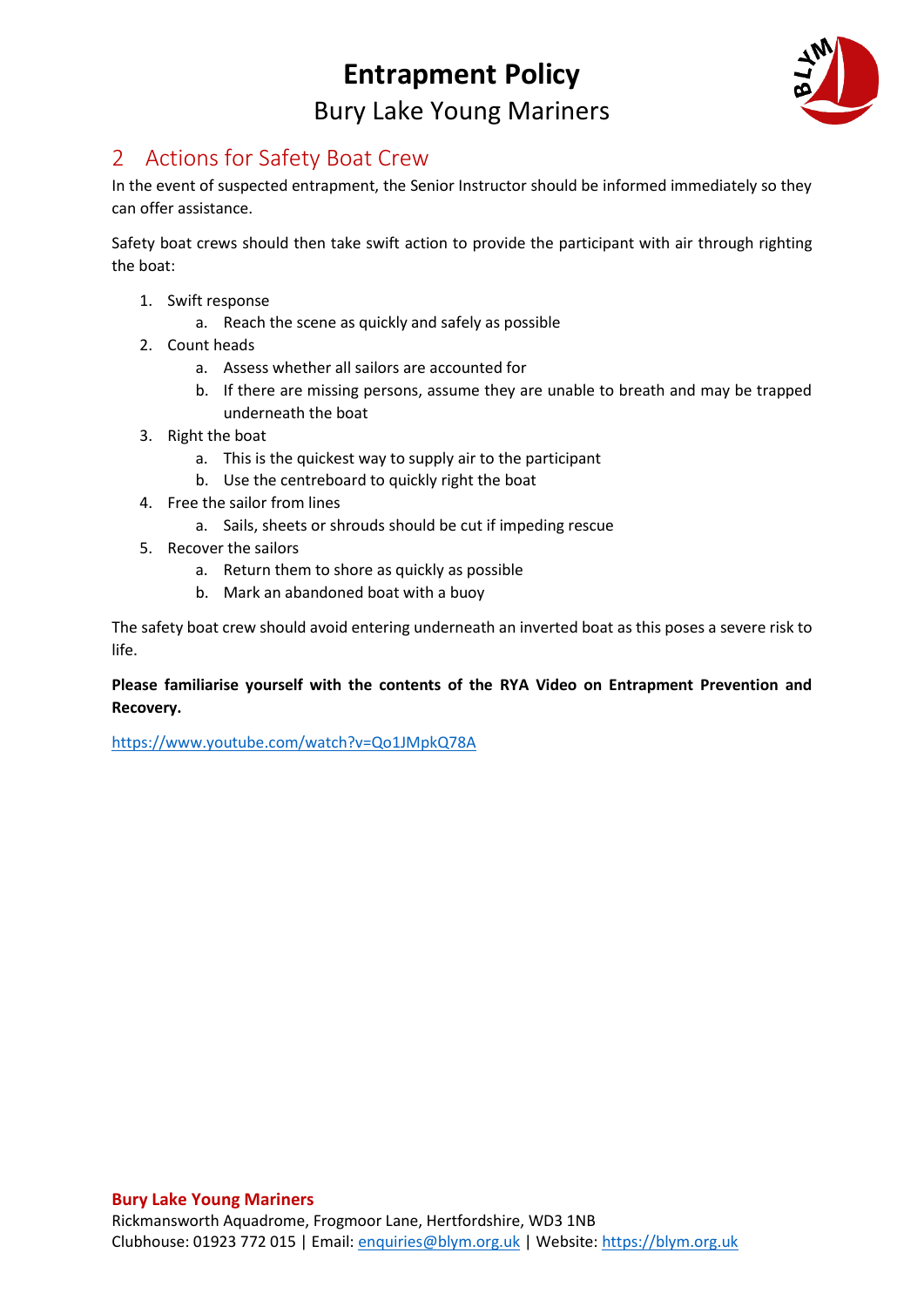## 2 Actions for Safety Boat Crew

In the event of suspected entrapment, the Senior Instructor should be informed immediately so they can offer assistance.

Safety boat crews should then take swift action to provide the participant with air through righting the boat:

1. Swift response
   a. Reach the scene as quickly and safely as possible
2. Count heads
   a. Assess whether all sailors are accounted for
   b. If there are missing persons, assume they are unable to breath and may be trapped underneath the boat
3. Right the boat
   a. This is the quickest way to supply air to the participant
   b. Use the centreboard to quickly right the boat
4. Free the sailor from lines
   a. Sails, sheets or shrouds should be cut if impeding rescue
5. Recover the sailors
   a. Return them to shore as quickly as possible
   b. Mark an abandoned boat with a buoy

The safety boat crew should avoid entering underneath an inverted boat as this poses a severe risk to life.

**Please familiarise yourself with the contents of the RYA Video on Entrapment Prevention and Recovery.**

https://www.youtube.com/watch?v=Qo1JMpkQ78A